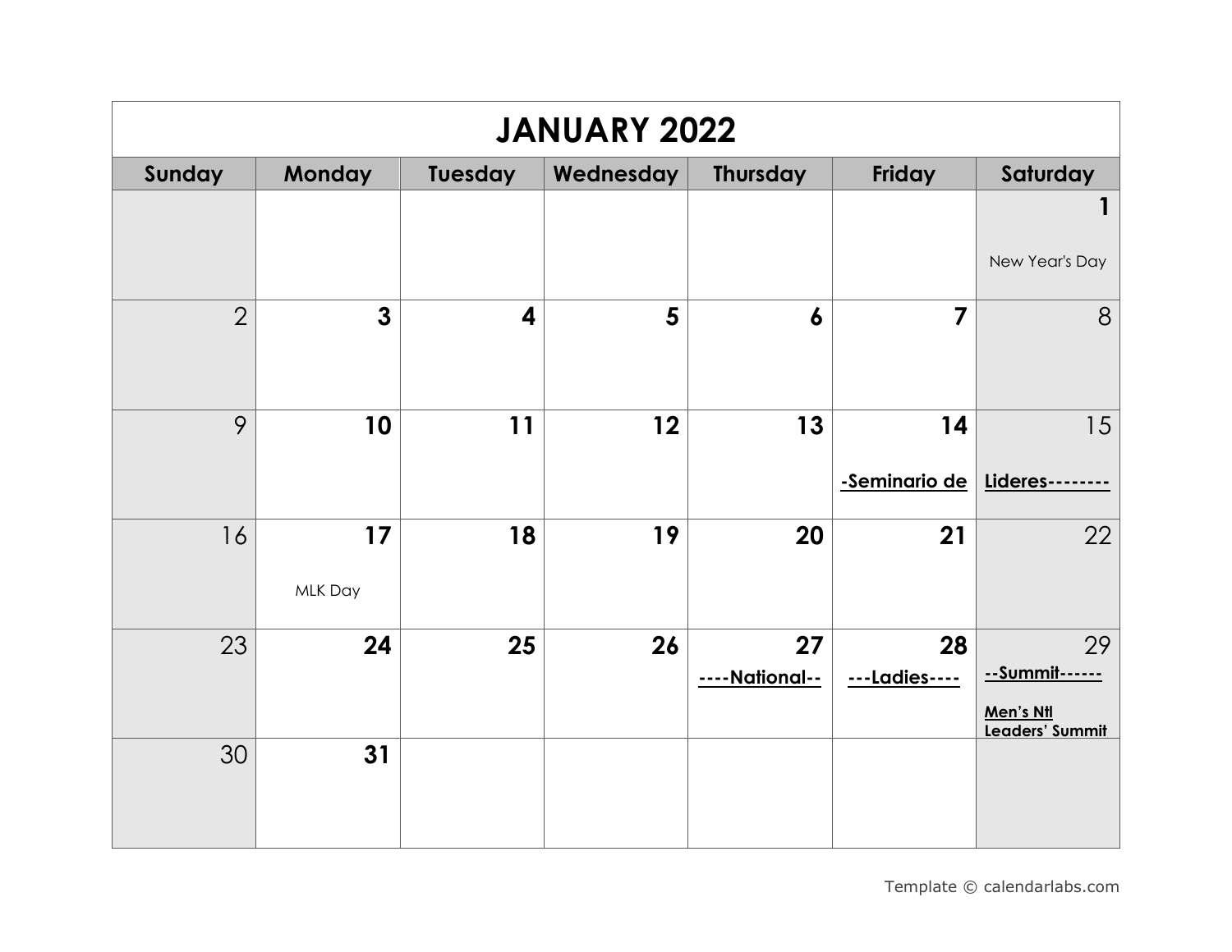# JANUARY 2022

| Sunday | Monday | Tuesday | Wednesday | Thursday | Friday | Saturday |
|---|---|---|---|---|---|---|
| | | | | | | 1<br>New Year's Day |
| 2 | 3 | 4 | 5 | 6 | 7 | 8 |
| 9 | 10 | 11 | 12 | 13 | 14<br>**-Seminario de** | 15<br>**Lideres--------** |
| 16 | 17<br>MLK Day | 18 | 19 | 20 | 21 | 22 |
| 23 | 24 | 25 | 26 | 27<br>**----National--** | 28<br>**---Ladies----** | 29<br>**--Summit------**<br>**Men's Ntl Leaders' Summit** |
| 30 | 31 | | | | | |

Template © calendarlabs.com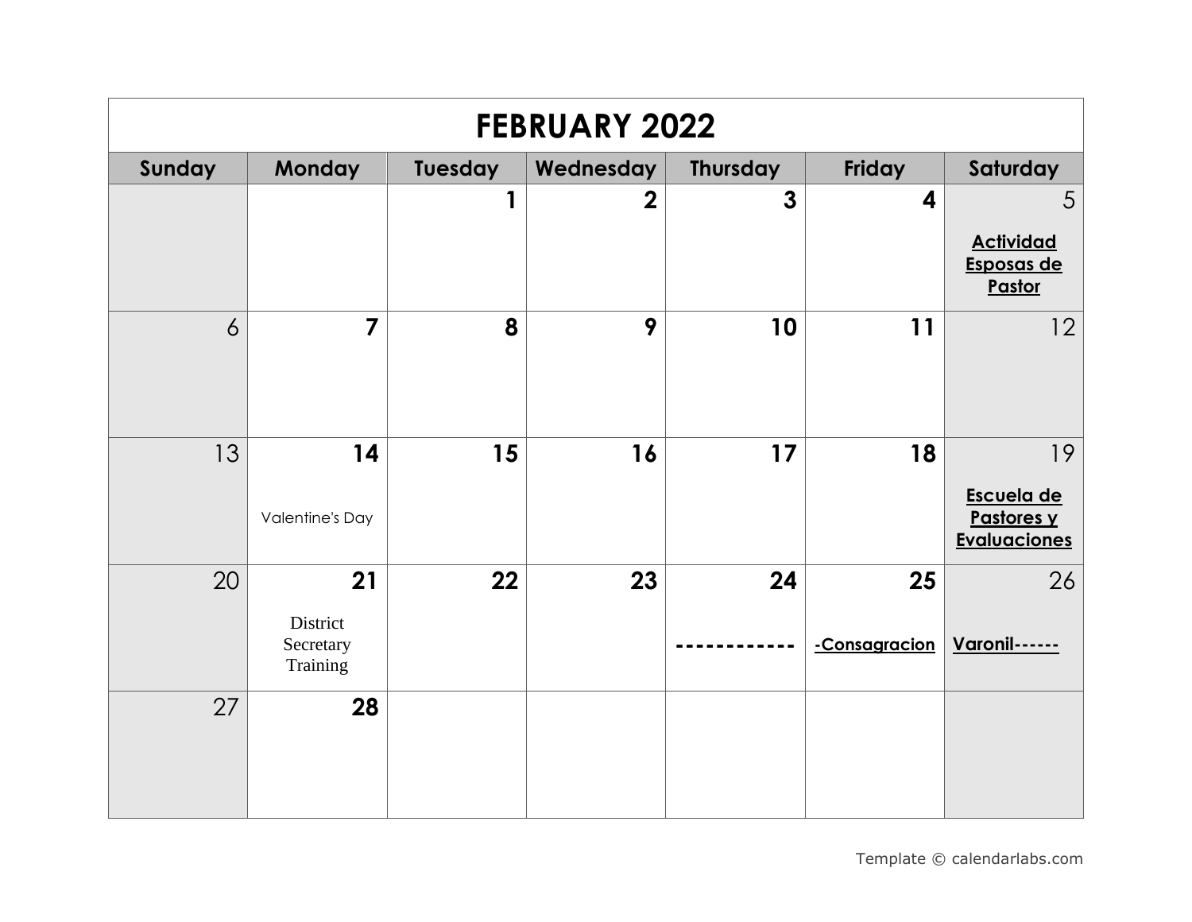# FEBRUARY 2022

| Sunday | Monday | Tuesday | Wednesday | Thursday | Friday | Saturday |
|---|---|---|---|---|---|---|
| | | 1 | 2 | 3 | 4 | 5<br>**Actividad Esposas de Pastor** |
| 6 | 7 | 8 | 9 | 10 | 11 | 12 |
| 13 | 14<br>Valentine's Day | 15 | 16 | 17 | 18 | 19<br>**Escuela de Pastores y Evaluaciones** |
| 20 | 21<br>District Secretary Training | 22 | 23 | 24<br>------------ | 25<br>**-Consagracion** | 26<br>**Varonil------** |
| 27 | 28 | | | | | |

Template © calendarlabs.com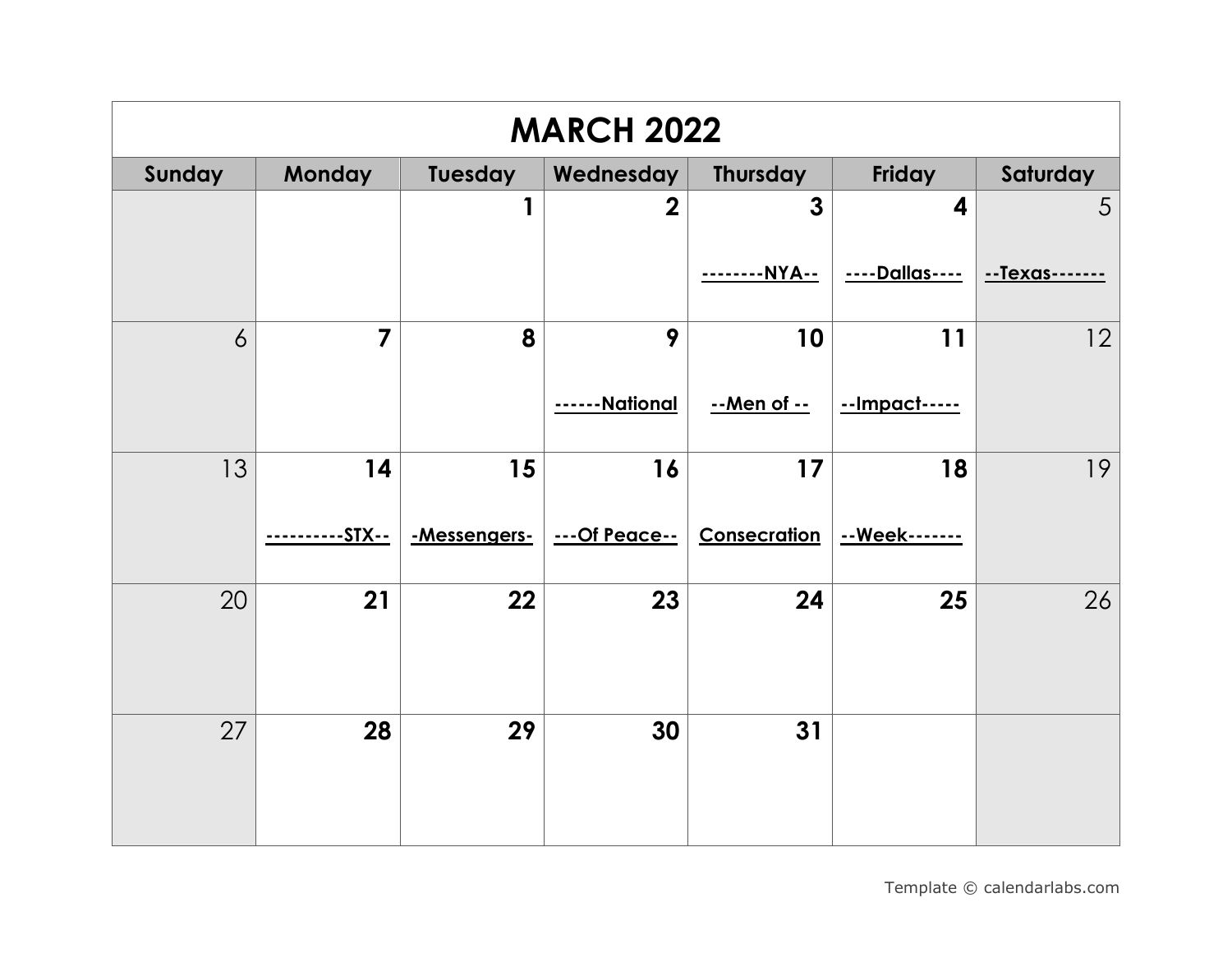# MARCH 2022

| Sunday | Monday | Tuesday | Wednesday | Thursday | Friday | Saturday |
|---|---|---|---|---|---|---|
| | | 1 | 2 | 3<br>--------NYA-- | 4<br>----Dallas---- | 5<br>--Texas------- |
| 6 | 7 | 8 | 9<br>------National | 10<br>--Men of -- | 11<br>--Impact----- | 12 |
| 13 | 14<br>----------STX-- | 15<br>-Messengers- | 16<br>---Of Peace-- | 17<br>Consecration | 18<br>--Week------- | 19 |
| 20 | 21 | 22 | 23 | 24 | 25 | 26 |
| 27 | 28 | 29 | 30 | 31 | | |

Template © calendarlabs.com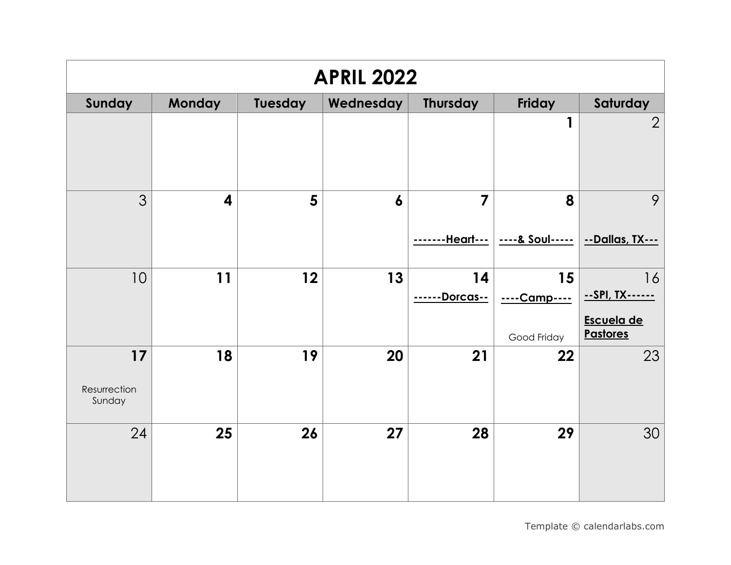# APRIL 2022

| Sunday | Monday | Tuesday | Wednesday | Thursday | Friday | Saturday |
|---|---|---|---|---|---|---|
| | | | | | 1 | 2 |
| 3 | 4 | 5 | 6 | 7 <br> **-------Heart---** | 8 <br> **----& Soul-----** | 9 <br> **--Dallas, TX---** |
| 10 | 11 | 12 | 13 | 14 <br> **------Dorcas--** | 15 <br> **----Camp----** <br> Good Friday | 16 <br> **--SPI, TX------** <br> **Escuela de Pastores** |
| 17 <br> Resurrection Sunday | 18 | 19 | 20 | 21 | 22 | 23 |
| 24 | 25 | 26 | 27 | 28 | 29 | 30 |

Template © calendarlabs.com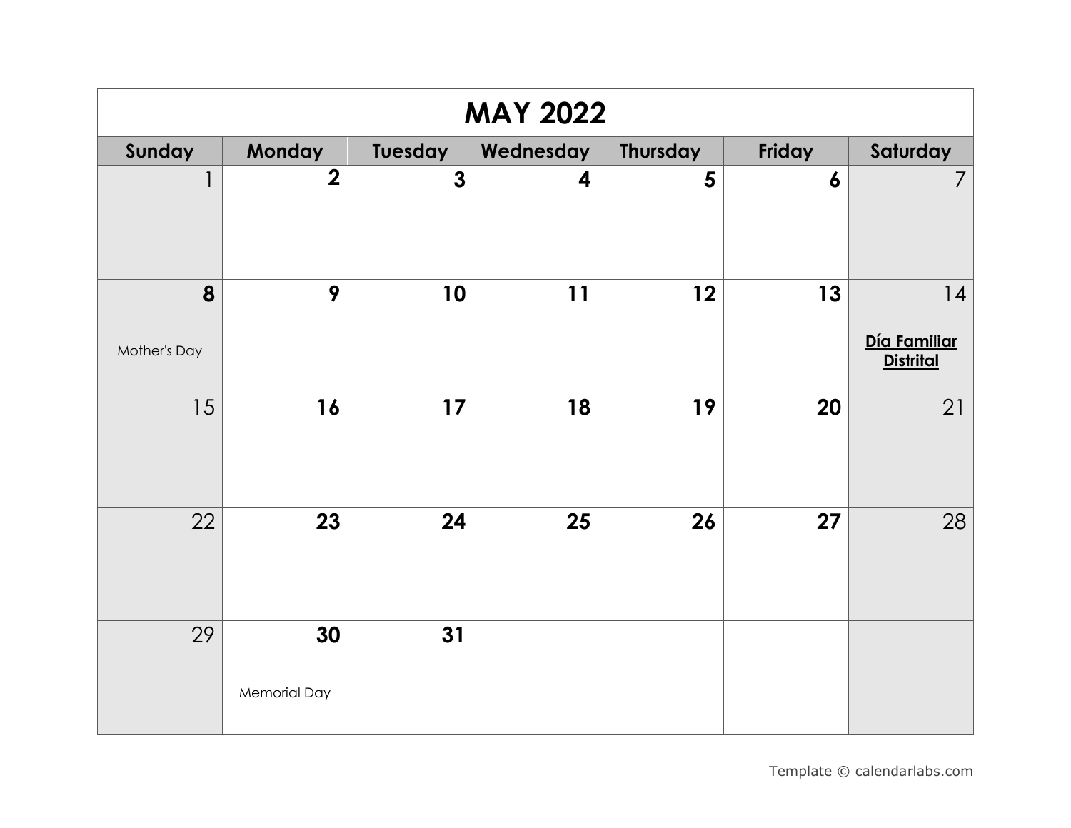# MAY 2022

| Sunday | Monday | Tuesday | Wednesday | Thursday | Friday | Saturday |
|---|---|---|---|---|---|---|
| 1 | 2 | 3 | 4 | 5 | 6 | 7 |
| 8 Mother's Day | 9 | 10 | 11 | 12 | 13 | 14 **Día Familiar Distrital** |
| 15 | 16 | 17 | 18 | 19 | 20 | 21 |
| 22 | 23 | 24 | 25 | 26 | 27 | 28 |
| 29 | 30 Memorial Day | 31 | | | | |

Template © calendarlabs.com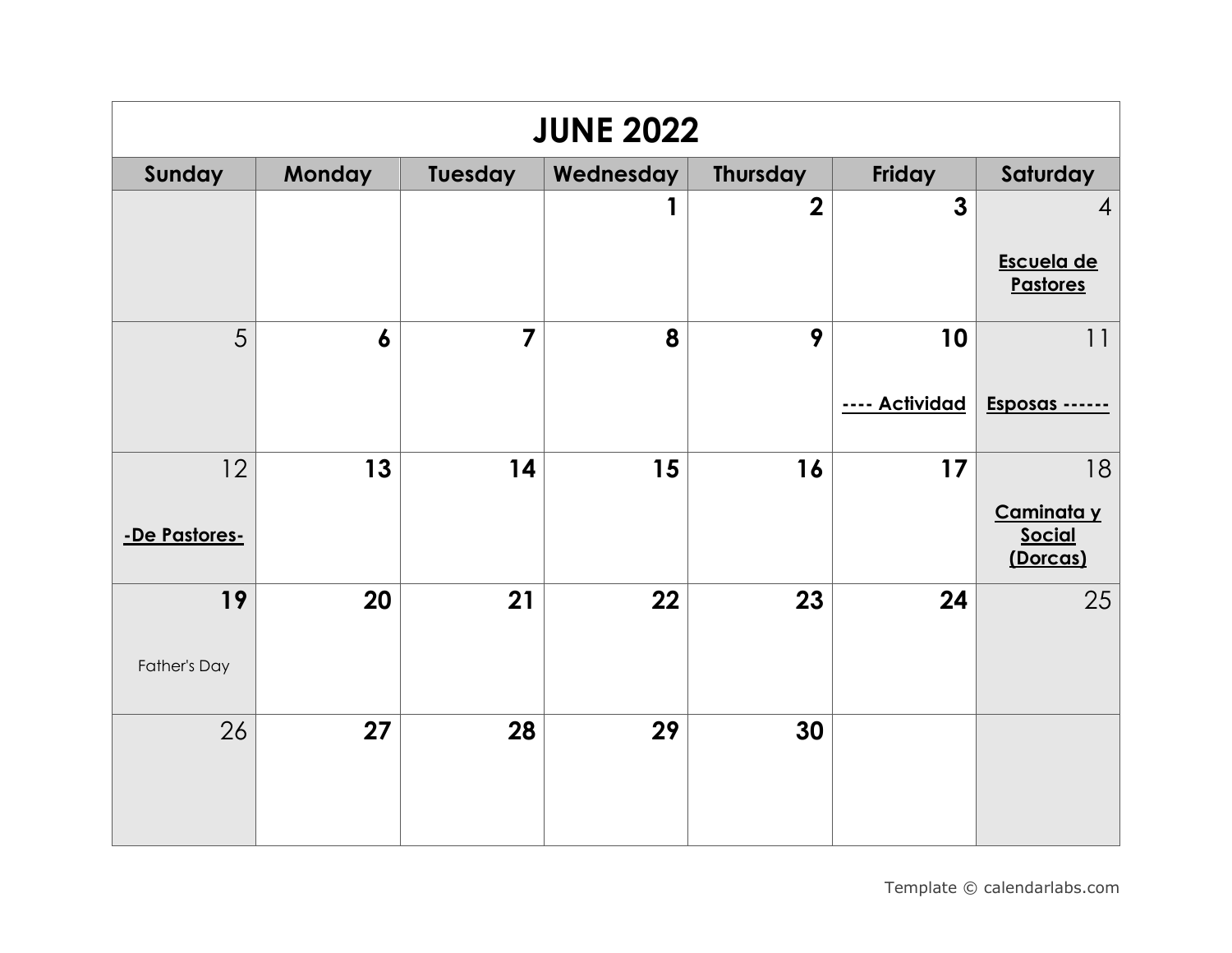# JUNE 2022

| Sunday | Monday | Tuesday | Wednesday | Thursday | Friday | Saturday |
|---|---|---|---|---|---|---|
| | | | 1 | 2 | 3 | 4<br>**Escuela de Pastores** |
| 5 | 6 | 7 | 8 | 9 | 10<br>**---- Actividad** | 11<br>**Esposas ------** |
| 12<br>**-De Pastores-** | 13 | 14 | 15 | 16 | 17 | 18<br>**Caminata y Social (Dorcas)** |
| 19<br>Father's Day | 20 | 21 | 22 | 23 | 24 | 25 |
| 26 | 27 | 28 | 29 | 30 | | |

Template © calendarlabs.com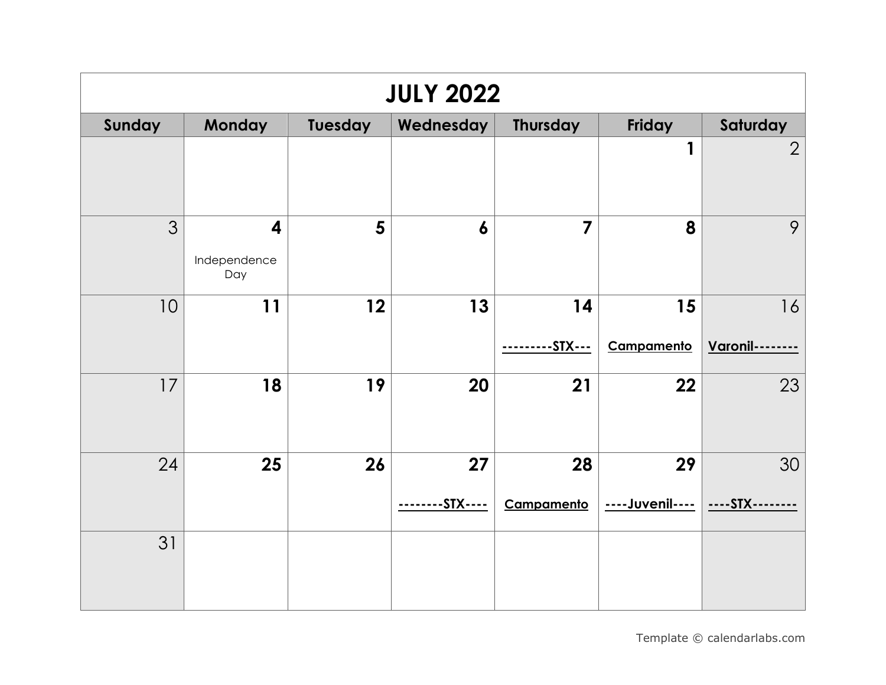# JULY 2022

| Sunday | Monday | Tuesday | Wednesday | Thursday | Friday | Saturday |
| --- | --- | --- | --- | --- | --- | --- |
| | | | | | 1 | 2 |
| 3 | 4<br>Independence Day | 5 | 6 | 7 | 8 | 9 |
| 10 | 11 | 12 | 13 | 14<br>---------STX--- | 15<br>Campamento | 16<br>Varonil-------- |
| 17 | 18 | 19 | 20 | 21 | 22 | 23 |
| 24 | 25 | 26 | 27<br>--------STX---- | 28<br>Campamento | 29<br>----Juvenil---- | 30<br>----STX-------- |
| 31 | | | | | | |

Template © calendarlabs.com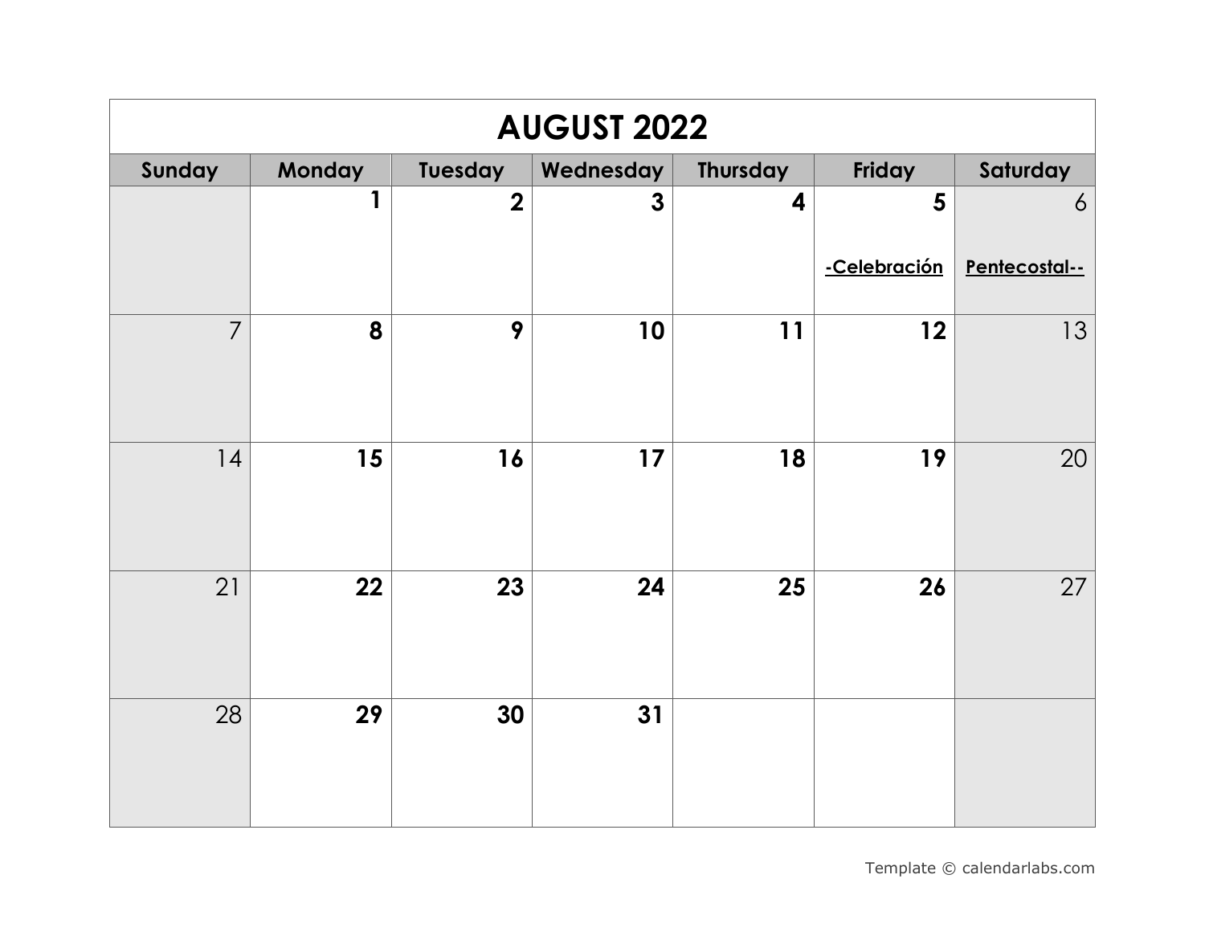# AUGUST 2022

| Sunday | Monday | Tuesday | Wednesday | Thursday | Friday | Saturday |
|---|---|---|---|---|---|---|
| | 1 | 2 | 3 | 4 | 5 -Celebración | 6 Pentecostal-- |
| 7 | 8 | 9 | 10 | 11 | 12 | 13 |
| 14 | 15 | 16 | 17 | 18 | 19 | 20 |
| 21 | 22 | 23 | 24 | 25 | 26 | 27 |
| 28 | 29 | 30 | 31 | | | |

Template © calendarlabs.com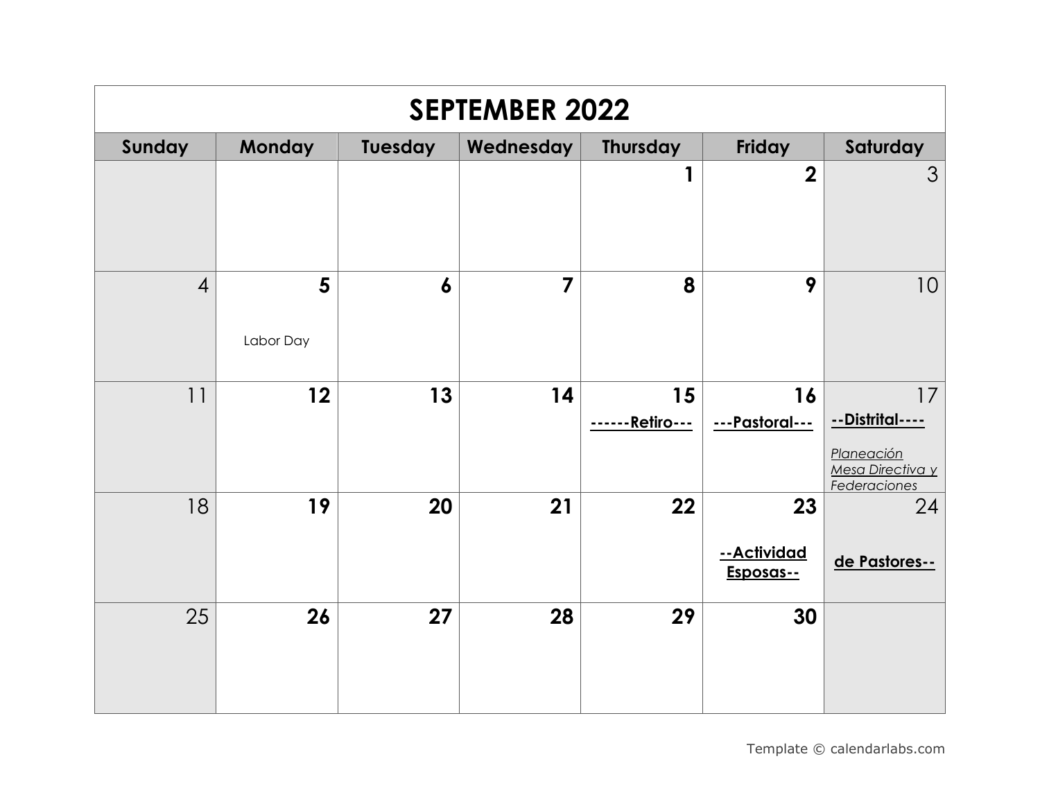| SEPTEMBER 2022 | | | | | | |
|---|---|---|---|---|---|---|
| **Sunday** | **Monday** | **Tuesday** | **Wednesday** | **Thursday** | **Friday** | **Saturday** |
| | | | | **1** | **2** | 3 |
| 4 | **5** Labor Day | **6** | **7** | **8** | **9** | 10 |
| 11 | **12** | **13** | **14** | **15** **------Retiro---** | **16** **---Pastoral---** | 17 **--Distrital----** *Planeación Mesa Directiva y Federaciones* |
| 18 | **19** | **20** | **21** | **22** | **23** **--Actividad Esposas--** | 24 **de Pastores--** |
| 25 | **26** | **27** | **28** | **29** | **30** | |

Template © calendarlabs.com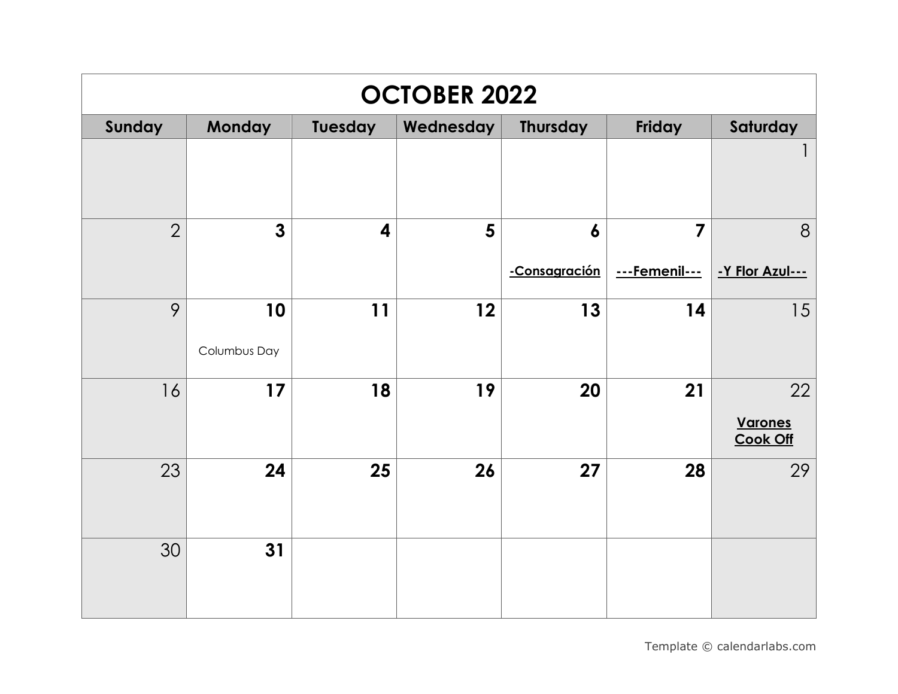# OCTOBER 2022

| Sunday | Monday | Tuesday | Wednesday | Thursday | Friday | Saturday |
|---|---|---|---|---|---|---|
| | | | | | | 1 |
| 2 | **3** | **4** | **5** | **6**<br>**-Consagración** | **7**<br>**---Femenil---** | 8<br>**-Y Flor Azul---** |
| 9 | **10**<br>Columbus Day | **11** | **12** | **13** | **14** | 15 |
| 16 | **17** | **18** | **19** | **20** | **21** | 22<br>**Varones Cook Off** |
| 23 | **24** | **25** | **26** | **27** | **28** | 29 |
| 30 | **31** | | | | | |

Template © calendarlabs.com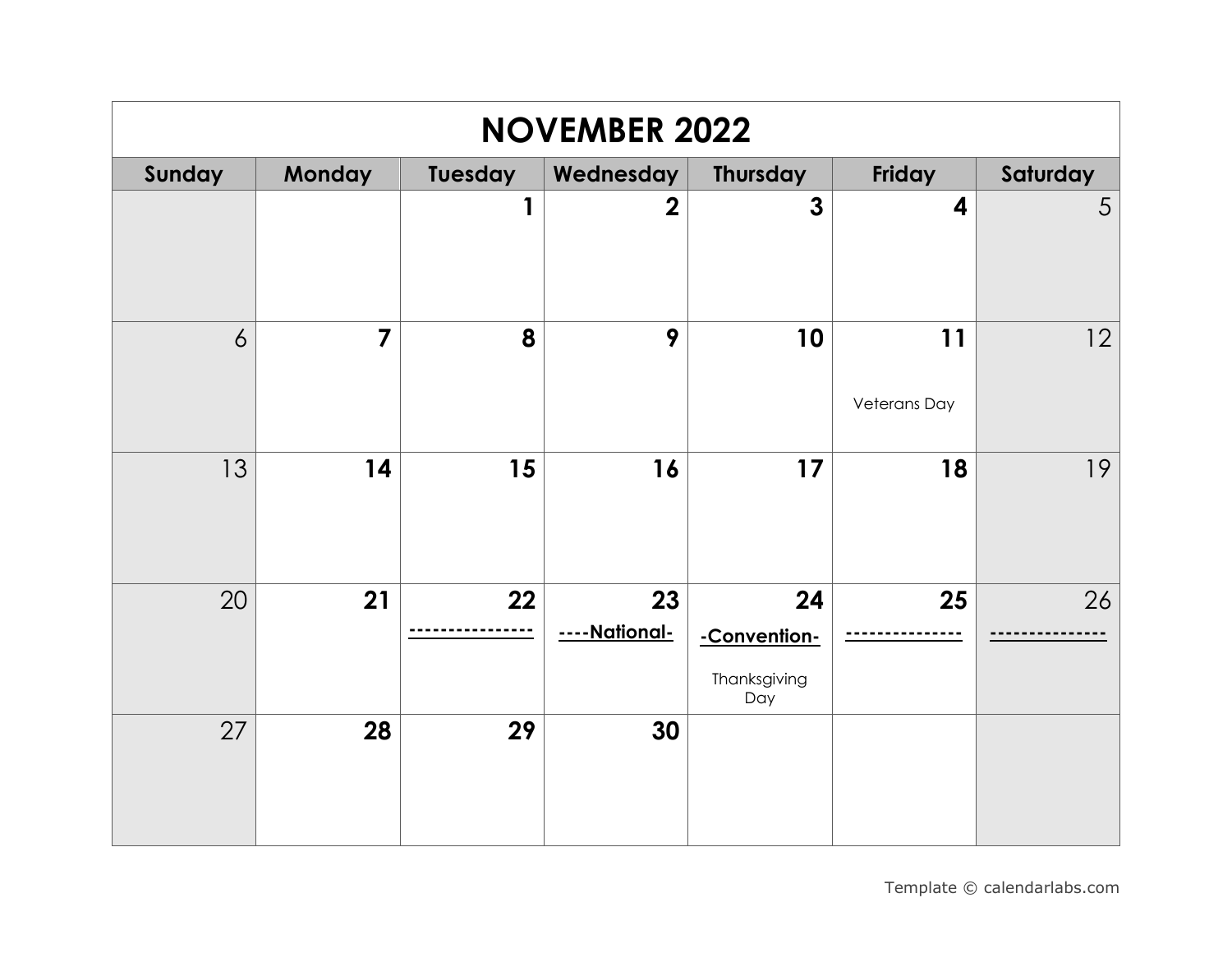# NOVEMBER 2022

| Sunday | Monday | Tuesday | Wednesday | Thursday | Friday | Saturday |
|---|---|---|---|---|---|---|
| | | 1 | 2 | 3 | 4 | 5 |
| 6 | 7 | 8 | 9 | 10 | 11 Veterans Day | 12 |
| 13 | 14 | 15 | 16 | 17 | 18 | 19 |
| 20 | 21 | 22 --------------- | 23 ----National- | 24 -Convention- Thanksgiving Day | 25 -------------- | 26 -------------- |
| 27 | 28 | 29 | 30 | | | |

Template © calendarlabs.com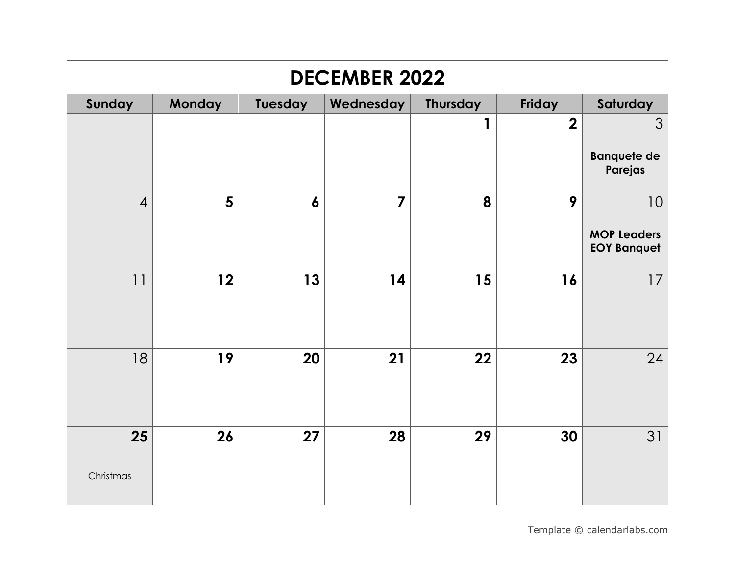# DECEMBER 2022

| Sunday | Monday | Tuesday | Wednesday | Thursday | Friday | Saturday |
|---|---|---|---|---|---|---|
| | | | | **1** | **2** | 3<br>**Banquete de Parejas** |
| 4 | **5** | **6** | **7** | **8** | **9** | 10<br>**MOP Leaders EOY Banquet** |
| 11 | **12** | **13** | **14** | **15** | **16** | 17 |
| 18 | **19** | **20** | **21** | **22** | **23** | 24 |
| **25**<br>Christmas | **26** | **27** | **28** | **29** | **30** | 31 |

Template © calendarlabs.com